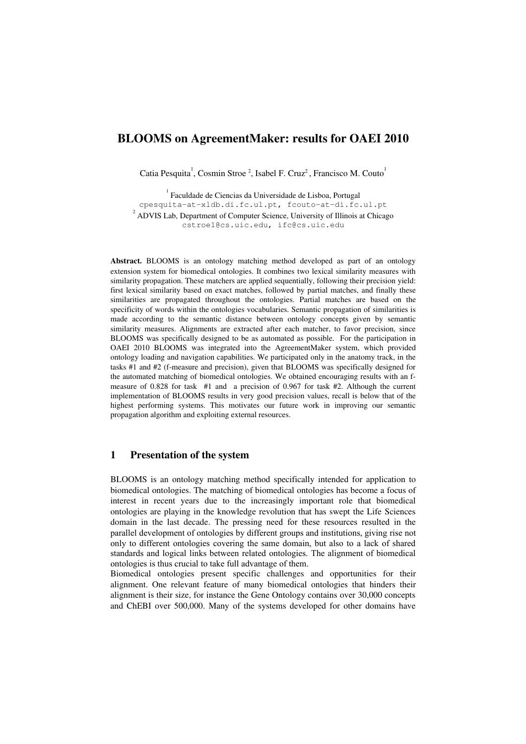# BLOOMS on AgreementMaker: results for OAEI 2010

Catia Pesquita[1], Cosmin Stroe [2], Isabel F. Cruz[2], Francisco M. Couto[1]

[1] Faculdade de Ciencias da Universidade de Lisboa, Portugal
cpesquita-at-xldb.di.fc.ul.pt, fcouto-at-di.fc.ul.pt
[2] ADVIS Lab, Department of Computer Science, University of Illinois at Chicago
cstroe1@cs.uic.edu, ifc@cs.uic.edu

**Abstract.** BLOOMS is an ontology matching method developed as part of an ontology extension system for biomedical ontologies. It combines two lexical similarity measures with similarity propagation. These matchers are applied sequentially, following their precision yield: first lexical similarity based on exact matches, followed by partial matches, and finally these similarities are propagated throughout the ontologies. Partial matches are based on the specificity of words within the ontologies vocabularies. Semantic propagation of similarities is made according to the semantic distance between ontology concepts given by semantic similarity measures. Alignments are extracted after each matcher, to favor precision, since BLOOMS was specifically designed to be as automated as possible. For the participation in OAEI 2010 BLOOMS was integrated into the AgreementMaker system, which provided ontology loading and navigation capabilities. We participated only in the anatomy track, in the tasks #1 and #2 (f-measure and precision), given that BLOOMS was specifically designed for the automated matching of biomedical ontologies. We obtained encouraging results with an f-measure of 0.828 for task #1 and a precision of 0.967 for task #2. Although the current implementation of BLOOMS results in very good precision values, recall is below that of the highest performing systems. This motivates our future work in improving our semantic propagation algorithm and exploiting external resources.

## 1 Presentation of the system

BLOOMS is an ontology matching method specifically intended for application to biomedical ontologies. The matching of biomedical ontologies has become a focus of interest in recent years due to the increasingly important role that biomedical ontologies are playing in the knowledge revolution that has swept the Life Sciences domain in the last decade. The pressing need for these resources resulted in the parallel development of ontologies by different groups and institutions, giving rise not only to different ontologies covering the same domain, but also to a lack of shared standards and logical links between related ontologies. The alignment of biomedical ontologies is thus crucial to take full advantage of them.
Biomedical ontologies present specific challenges and opportunities for their alignment. One relevant feature of many biomedical ontologies that hinders their alignment is their size, for instance the Gene Ontology contains over 30,000 concepts and ChEBI over 500,000. Many of the systems developed for other domains have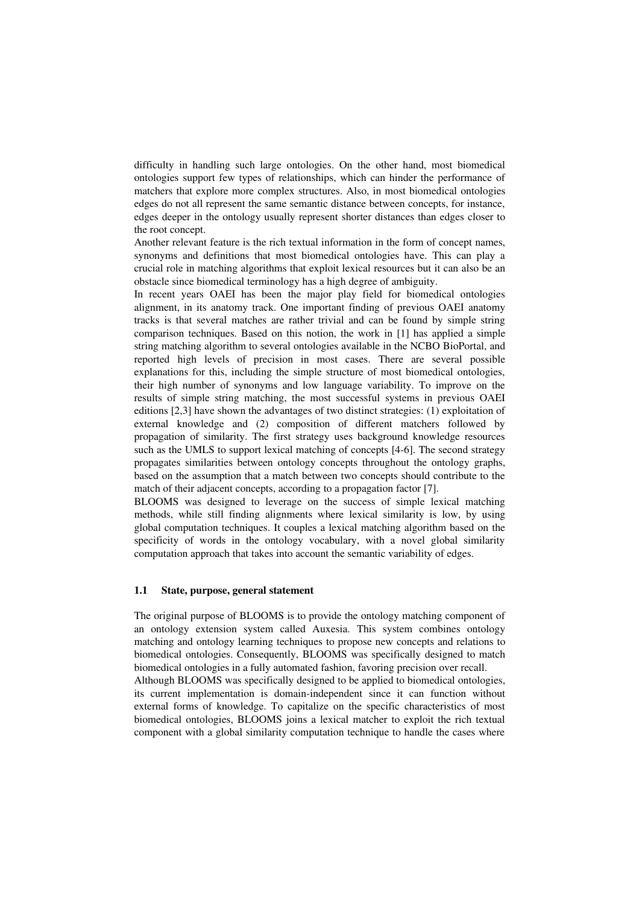difficulty in handling such large ontologies. On the other hand, most biomedical ontologies support few types of relationships, which can hinder the performance of matchers that explore more complex structures. Also, in most biomedical ontologies edges do not all represent the same semantic distance between concepts, for instance, edges deeper in the ontology usually represent shorter distances than edges closer to the root concept.

Another relevant feature is the rich textual information in the form of concept names, synonyms and definitions that most biomedical ontologies have. This can play a crucial role in matching algorithms that exploit lexical resources but it can also be an obstacle since biomedical terminology has a high degree of ambiguity.

In recent years OAEI has been the major play field for biomedical ontologies alignment, in its anatomy track. One important finding of previous OAEI anatomy tracks is that several matches are rather trivial and can be found by simple string comparison techniques. Based on this notion, the work in [1] has applied a simple string matching algorithm to several ontologies available in the NCBO BioPortal, and reported high levels of precision in most cases. There are several possible explanations for this, including the simple structure of most biomedical ontologies, their high number of synonyms and low language variability. To improve on the results of simple string matching, the most successful systems in previous OAEI editions [2,3] have shown the advantages of two distinct strategies: (1) exploitation of external knowledge and (2) composition of different matchers followed by propagation of similarity. The first strategy uses background knowledge resources such as the UMLS to support lexical matching of concepts [4-6]. The second strategy propagates similarities between ontology concepts throughout the ontology graphs, based on the assumption that a match between two concepts should contribute to the match of their adjacent concepts, according to a propagation factor [7].

BLOOMS was designed to leverage on the success of simple lexical matching methods, while still finding alignments where lexical similarity is low, by using global computation techniques. It couples a lexical matching algorithm based on the specificity of words in the ontology vocabulary, with a novel global similarity computation approach that takes into account the semantic variability of edges.

### 1.1 State, purpose, general statement

The original purpose of BLOOMS is to provide the ontology matching component of an ontology extension system called Auxesia. This system combines ontology matching and ontology learning techniques to propose new concepts and relations to biomedical ontologies. Consequently, BLOOMS was specifically designed to match biomedical ontologies in a fully automated fashion, favoring precision over recall.

Although BLOOMS was specifically designed to be applied to biomedical ontologies, its current implementation is domain-independent since it can function without external forms of knowledge. To capitalize on the specific characteristics of most biomedical ontologies, BLOOMS joins a lexical matcher to exploit the rich textual component with a global similarity computation technique to handle the cases where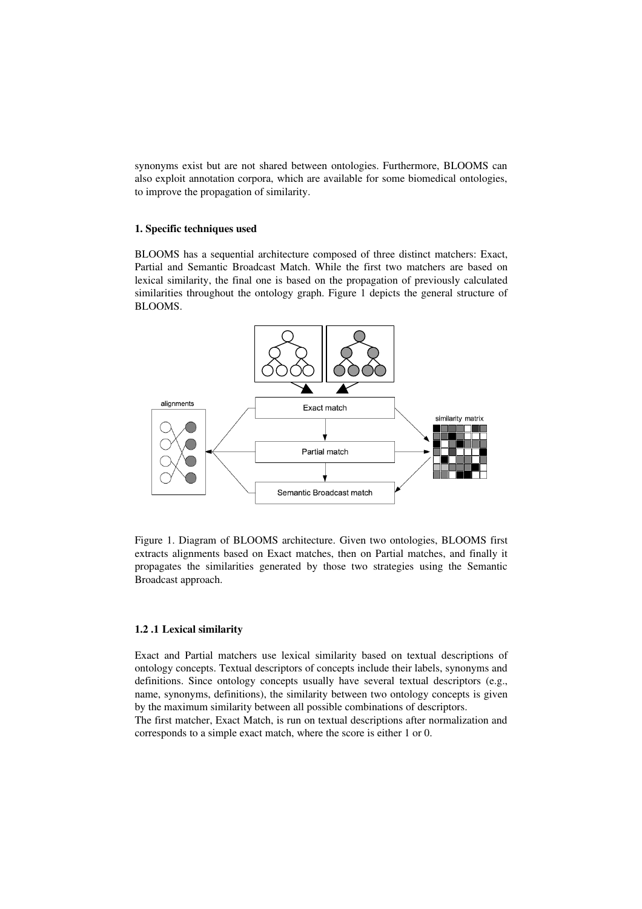synonyms exist but are not shared between ontologies. Furthermore, BLOOMS can also exploit annotation corpora, which are available for some biomedical ontologies, to improve the propagation of similarity.

### 1. Specific techniques used

BLOOMS has a sequential architecture composed of three distinct matchers: Exact, Partial and Semantic Broadcast Match. While the first two matchers are based on lexical similarity, the final one is based on the propagation of previously calculated similarities throughout the ontology graph. Figure 1 depicts the general structure of BLOOMS.

Figure 1. Diagram of BLOOMS architecture. Given two ontologies, BLOOMS first extracts alignments based on Exact matches, then on Partial matches, and finally it propagates the similarities generated by those two strategies using the Semantic Broadcast approach.

#### 1.2 .1 Lexical similarity

Exact and Partial matchers use lexical similarity based on textual descriptions of ontology concepts. Textual descriptors of concepts include their labels, synonyms and definitions. Since ontology concepts usually have several textual descriptors (e.g., name, synonyms, definitions), the similarity between two ontology concepts is given by the maximum similarity between all possible combinations of descriptors.
The first matcher, Exact Match, is run on textual descriptions after normalization and corresponds to a simple exact match, where the score is either 1 or 0.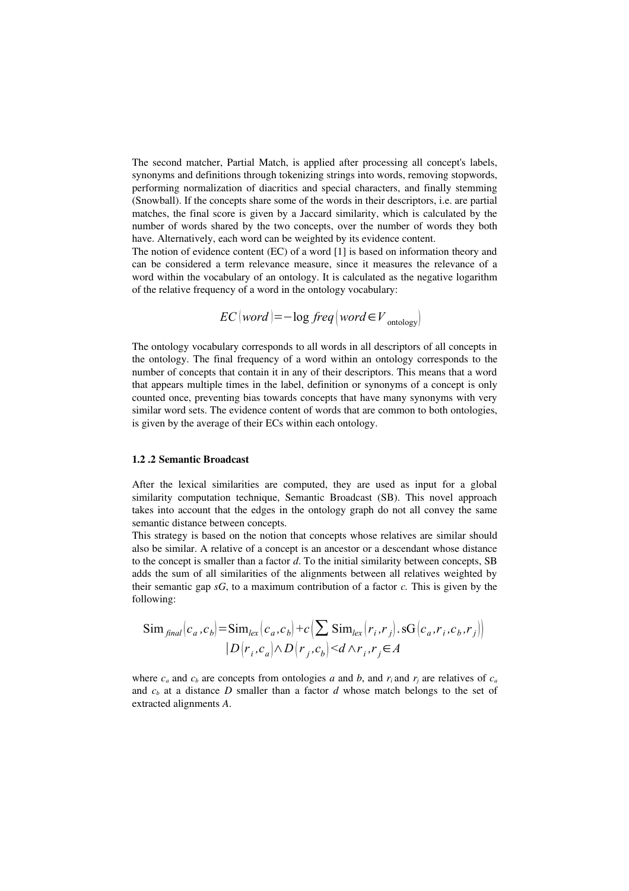The second matcher, Partial Match, is applied after processing all concept's labels, synonyms and definitions through tokenizing strings into words, removing stopwords, performing normalization of diacritics and special characters, and finally stemming (Snowball). If the concepts share some of the words in their descriptors, i.e. are partial matches, the final score is given by a Jaccard similarity, which is calculated by the number of words shared by the two concepts, over the number of words they both have. Alternatively, each word can be weighted by its evidence content.

The notion of evidence content (EC) of a word [1] is based on information theory and can be considered a term relevance measure, since it measures the relevance of a word within the vocabulary of an ontology. It is calculated as the negative logarithm of the relative frequency of a word in the ontology vocabulary:

$$EC(word) = -\log freq(word \in V_{\text{ontology}})$$

The ontology vocabulary corresponds to all words in all descriptors of all concepts in the ontology. The final frequency of a word within an ontology corresponds to the number of concepts that contain it in any of their descriptors. This means that a word that appears multiple times in the label, definition or synonyms of a concept is only counted once, preventing bias towards concepts that have many synonyms with very similar word sets. The evidence content of words that are common to both ontologies, is given by the average of their ECs within each ontology.

### 1.2 .2 Semantic Broadcast

After the lexical similarities are computed, they are used as input for a global similarity computation technique, Semantic Broadcast (SB). This novel approach takes into account that the edges in the ontology graph do not all convey the same semantic distance between concepts.

This strategy is based on the notion that concepts whose relatives are similar should also be similar. A relative of a concept is an ancestor or a descendant whose distance to the concept is smaller than a factor *d*. To the initial similarity between concepts, SB adds the sum of all similarities of the alignments between all relatives weighted by their semantic gap *sG*, to a maximum contribution of a factor *c*. This is given by the following:

$$\text{Sim}_{final}(c_a, c_b) = \text{Sim}_{lex}(c_a, c_b) + c\left(\sum \text{Sim}_{lex}(r_i, r_j) \,.\, \text{sG}(c_a, r_i, c_b, r_j)\right)$$
$$|D(r_i, c_a) \wedge D(r_j, c_b) < d \wedge r_i, r_j \in A$$

where $c_a$ and $c_b$ are concepts from ontologies *a* and *b*, and $r_i$ and $r_j$ are relatives of $c_a$ and $c_b$ at a distance *D* smaller than a factor *d* whose match belongs to the set of extracted alignments *A*.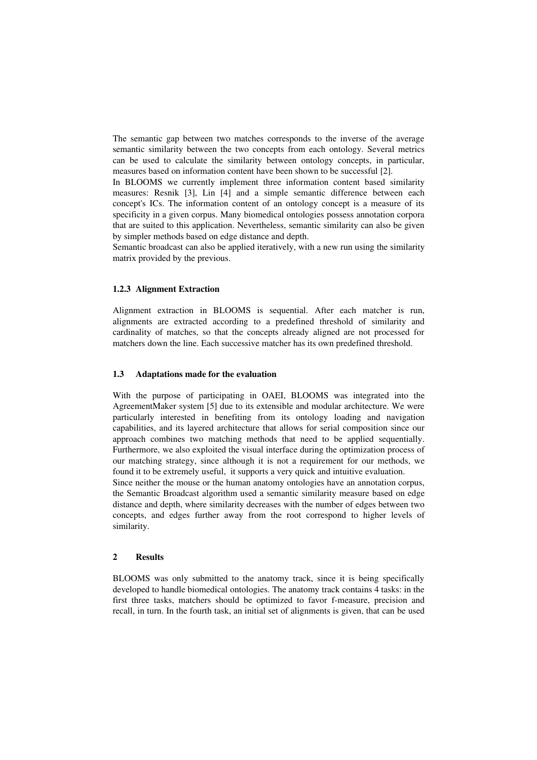The semantic gap between two matches corresponds to the inverse of the average semantic similarity between the two concepts from each ontology. Several metrics can be used to calculate the similarity between ontology concepts, in particular, measures based on information content have been shown to be successful [2].

In BLOOMS we currently implement three information content based similarity measures: Resnik [3], Lin [4] and a simple semantic difference between each concept's ICs. The information content of an ontology concept is a measure of its specificity in a given corpus. Many biomedical ontologies possess annotation corpora that are suited to this application. Nevertheless, semantic similarity can also be given by simpler methods based on edge distance and depth.

Semantic broadcast can also be applied iteratively, with a new run using the similarity matrix provided by the previous.

#### 1.2.3 Alignment Extraction

Alignment extraction in BLOOMS is sequential. After each matcher is run, alignments are extracted according to a predefined threshold of similarity and cardinality of matches, so that the concepts already aligned are not processed for matchers down the line. Each successive matcher has its own predefined threshold.

### 1.3 Adaptations made for the evaluation

With the purpose of participating in OAEI, BLOOMS was integrated into the AgreementMaker system [5] due to its extensible and modular architecture. We were particularly interested in benefiting from its ontology loading and navigation capabilities, and its layered architecture that allows for serial composition since our approach combines two matching methods that need to be applied sequentially. Furthermore, we also exploited the visual interface during the optimization process of our matching strategy, since although it is not a requirement for our methods, we found it to be extremely useful, it supports a very quick and intuitive evaluation.

Since neither the mouse or the human anatomy ontologies have an annotation corpus, the Semantic Broadcast algorithm used a semantic similarity measure based on edge distance and depth, where similarity decreases with the number of edges between two concepts, and edges further away from the root correspond to higher levels of similarity.

## 2 Results

BLOOMS was only submitted to the anatomy track, since it is being specifically developed to handle biomedical ontologies. The anatomy track contains 4 tasks: in the first three tasks, matchers should be optimized to favor f-measure, precision and recall, in turn. In the fourth task, an initial set of alignments is given, that can be used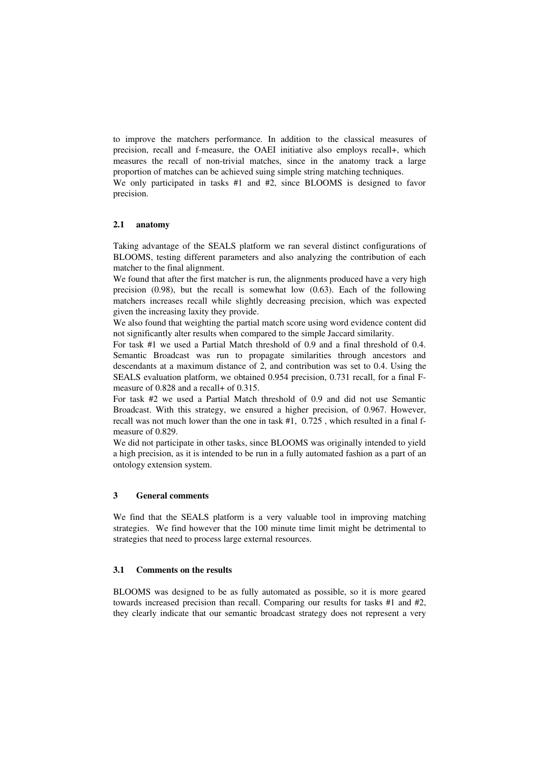to improve the matchers performance. In addition to the classical measures of precision, recall and f-measure, the OAEI initiative also employs recall+, which measures the recall of non-trivial matches, since in the anatomy track a large proportion of matches can be achieved suing simple string matching techniques.
We only participated in tasks #1 and #2, since BLOOMS is designed to favor precision.

### 2.1 anatomy

Taking advantage of the SEALS platform we ran several distinct configurations of BLOOMS, testing different parameters and also analyzing the contribution of each matcher to the final alignment.
We found that after the first matcher is run, the alignments produced have a very high precision (0.98), but the recall is somewhat low (0.63). Each of the following matchers increases recall while slightly decreasing precision, which was expected given the increasing laxity they provide.
We also found that weighting the partial match score using word evidence content did not significantly alter results when compared to the simple Jaccard similarity.
For task #1 we used a Partial Match threshold of 0.9 and a final threshold of 0.4. Semantic Broadcast was run to propagate similarities through ancestors and descendants at a maximum distance of 2, and contribution was set to 0.4. Using the SEALS evaluation platform, we obtained 0.954 precision, 0.731 recall, for a final F-measure of 0.828 and a recall+ of 0.315.
For task #2 we used a Partial Match threshold of 0.9 and did not use Semantic Broadcast. With this strategy, we ensured a higher precision, of 0.967. However, recall was not much lower than the one in task #1, 0.725 , which resulted in a final f-measure of 0.829.
We did not participate in other tasks, since BLOOMS was originally intended to yield a high precision, as it is intended to be run in a fully automated fashion as a part of an ontology extension system.

## 3 General comments

We find that the SEALS platform is a very valuable tool in improving matching strategies. We find however that the 100 minute time limit might be detrimental to strategies that need to process large external resources.

### 3.1 Comments on the results

BLOOMS was designed to be as fully automated as possible, so it is more geared towards increased precision than recall. Comparing our results for tasks #1 and #2, they clearly indicate that our semantic broadcast strategy does not represent a very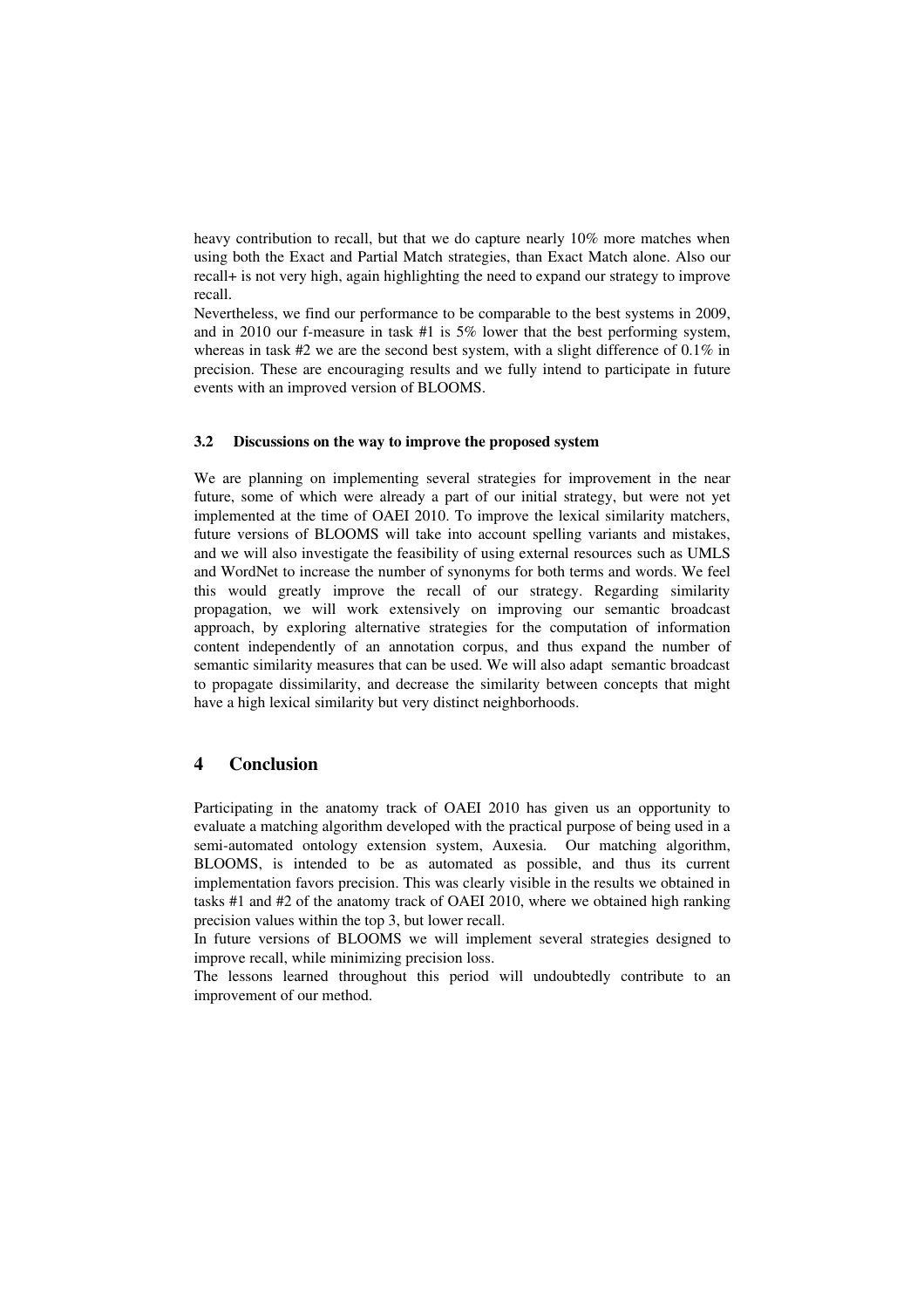heavy contribution to recall, but that we do capture nearly 10% more matches when using both the Exact and Partial Match strategies, than Exact Match alone. Also our recall+ is not very high, again highlighting the need to expand our strategy to improve recall.

Nevertheless, we find our performance to be comparable to the best systems in 2009, and in 2010 our f-measure in task #1 is 5% lower that the best performing system, whereas in task #2 we are the second best system, with a slight difference of 0.1% in precision. These are encouraging results and we fully intend to participate in future events with an improved version of BLOOMS.

### 3.2 Discussions on the way to improve the proposed system

We are planning on implementing several strategies for improvement in the near future, some of which were already a part of our initial strategy, but were not yet implemented at the time of OAEI 2010. To improve the lexical similarity matchers, future versions of BLOOMS will take into account spelling variants and mistakes, and we will also investigate the feasibility of using external resources such as UMLS and WordNet to increase the number of synonyms for both terms and words. We feel this would greatly improve the recall of our strategy. Regarding similarity propagation, we will work extensively on improving our semantic broadcast approach, by exploring alternative strategies for the computation of information content independently of an annotation corpus, and thus expand the number of semantic similarity measures that can be used. We will also adapt semantic broadcast to propagate dissimilarity, and decrease the similarity between concepts that might have a high lexical similarity but very distinct neighborhoods.

## 4 Conclusion

Participating in the anatomy track of OAEI 2010 has given us an opportunity to evaluate a matching algorithm developed with the practical purpose of being used in a semi-automated ontology extension system, Auxesia. Our matching algorithm, BLOOMS, is intended to be as automated as possible, and thus its current implementation favors precision. This was clearly visible in the results we obtained in tasks #1 and #2 of the anatomy track of OAEI 2010, where we obtained high ranking precision values within the top 3, but lower recall.

In future versions of BLOOMS we will implement several strategies designed to improve recall, while minimizing precision loss.

The lessons learned throughout this period will undoubtedly contribute to an improvement of our method.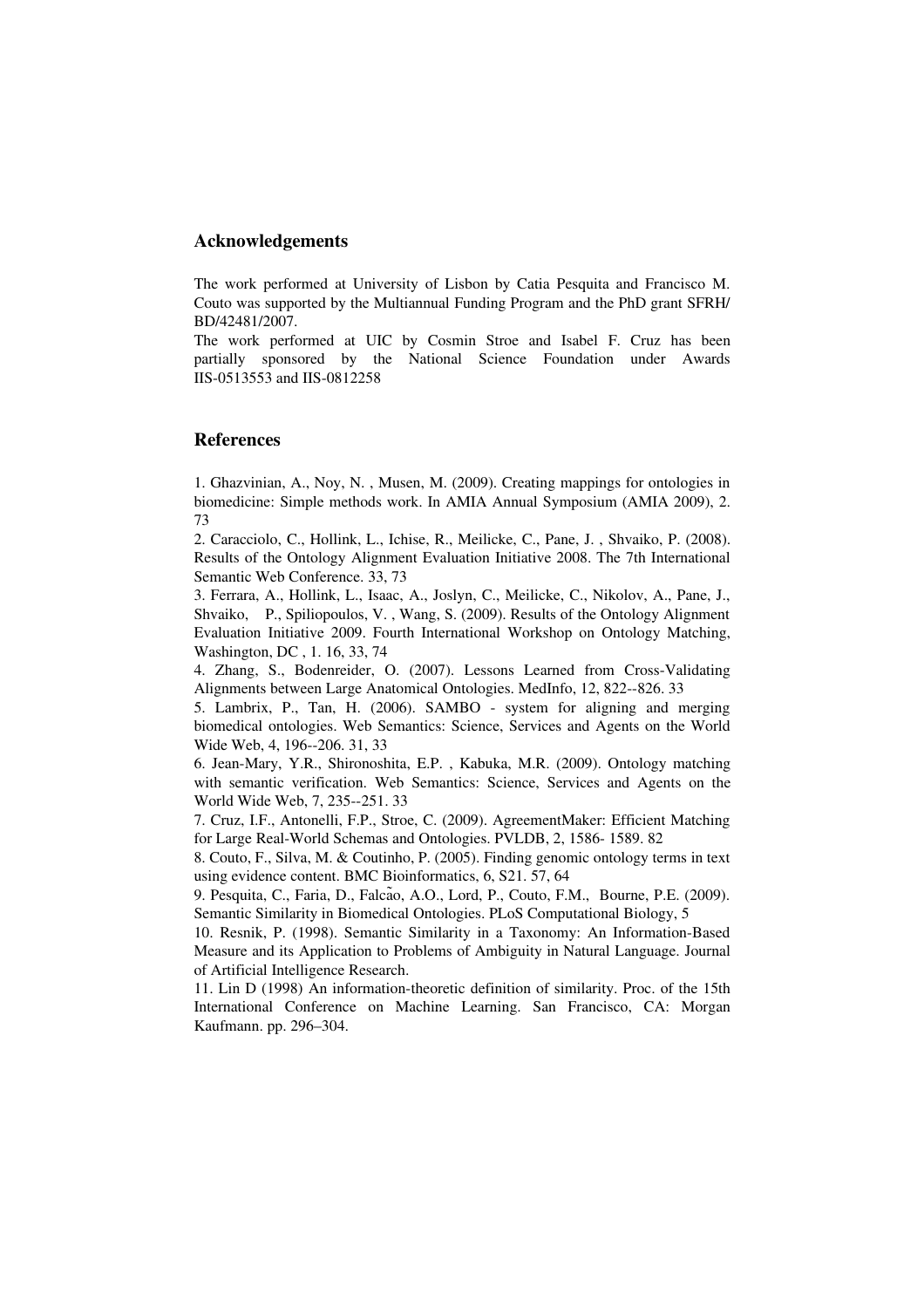## Acknowledgements

The work performed at University of Lisbon by Catia Pesquita and Francisco M. Couto was supported by the Multiannual Funding Program and the PhD grant SFRH/BD/42481/2007.
The work performed at UIC by Cosmin Stroe and Isabel F. Cruz has been partially sponsored by the National Science Foundation under Awards IIS-0513553 and IIS-0812258

## References

1. Ghazvinian, A., Noy, N. , Musen, M. (2009). Creating mappings for ontologies in biomedicine: Simple methods work. In AMIA Annual Symposium (AMIA 2009), 2. 73
2. Caracciolo, C., Hollink, L., Ichise, R., Meilicke, C., Pane, J. , Shvaiko, P. (2008). Results of the Ontology Alignment Evaluation Initiative 2008. The 7th International Semantic Web Conference. 33, 73
3. Ferrara, A., Hollink, L., Isaac, A., Joslyn, C., Meilicke, C., Nikolov, A., Pane, J., Shvaiko, P., Spiliopoulos, V. , Wang, S. (2009). Results of the Ontology Alignment Evaluation Initiative 2009. Fourth International Workshop on Ontology Matching, Washington, DC , 1. 16, 33, 74
4. Zhang, S., Bodenreider, O. (2007). Lessons Learned from Cross-Validating Alignments between Large Anatomical Ontologies. MedInfo, 12, 822--826. 33
5. Lambrix, P., Tan, H. (2006). SAMBO - system for aligning and merging biomedical ontologies. Web Semantics: Science, Services and Agents on the World Wide Web, 4, 196--206. 31, 33
6. Jean-Mary, Y.R., Shironoshita, E.P. , Kabuka, M.R. (2009). Ontology matching with semantic verification. Web Semantics: Science, Services and Agents on the World Wide Web, 7, 235--251. 33
7. Cruz, I.F., Antonelli, F.P., Stroe, C. (2009). AgreementMaker: Efficient Matching for Large Real-World Schemas and Ontologies. PVLDB, 2, 1586- 1589. 82
8. Couto, F., Silva, M. & Coutinho, P. (2005). Finding genomic ontology terms in text using evidence content. BMC Bioinformatics, 6, S21. 57, 64
9. Pesquita, C., Faria, D., Falcão, A.O., Lord, P., Couto, F.M., Bourne, P.E. (2009). Semantic Similarity in Biomedical Ontologies. PLoS Computational Biology, 5
10. Resnik, P. (1998). Semantic Similarity in a Taxonomy: An Information-Based Measure and its Application to Problems of Ambiguity in Natural Language. Journal of Artificial Intelligence Research.
11. Lin D (1998) An information-theoretic definition of similarity. Proc. of the 15th International Conference on Machine Learning. San Francisco, CA: Morgan Kaufmann. pp. 296–304.